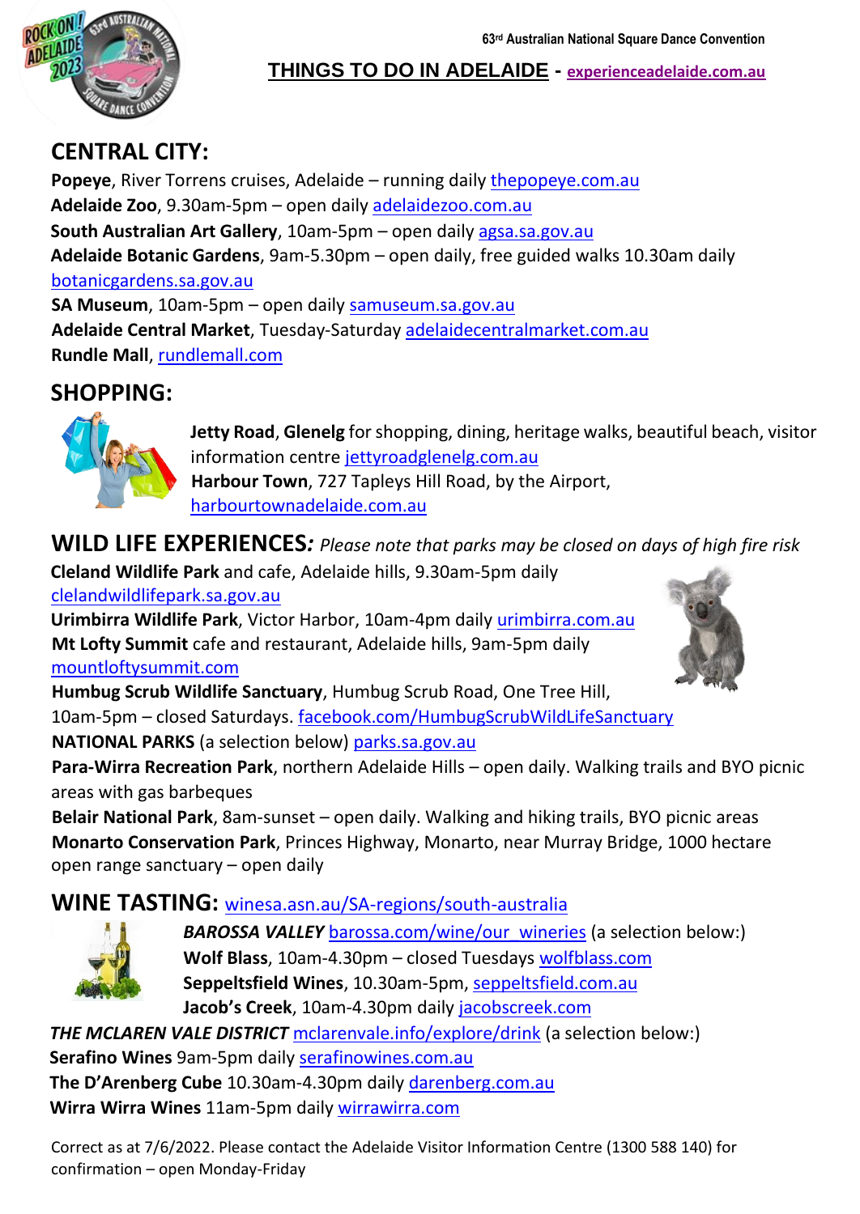63rd Australian National Square Dance Convention

# THINGS TO DO IN ADELAIDE - experienceadelaide.com.au

## CENTRAL CITY:

**Popeye**, River Torrens cruises, Adelaide – running daily thepopeye.com.au
**Adelaide Zoo**, 9.30am-5pm – open daily adelaidezoo.com.au
**South Australian Art Gallery**, 10am-5pm – open daily agsa.sa.gov.au
**Adelaide Botanic Gardens**, 9am-5.30pm – open daily, free guided walks 10.30am daily botanicgardens.sa.gov.au
**SA Museum**, 10am-5pm – open daily samuseum.sa.gov.au
**Adelaide Central Market**, Tuesday-Saturday adelaidecentralmarket.com.au
**Rundle Mall**, rundlemall.com

## SHOPPING:

**Jetty Road**, **Glenelg** for shopping, dining, heritage walks, beautiful beach, visitor information centre jettyroadglenelg.com.au
**Harbour Town**, 727 Tapleys Hill Road, by the Airport, harbourtownadelaide.com.au

## WILD LIFE EXPERIENCES*: Please note that parks may be closed on days of high fire risk*

**Cleland Wildlife Park** and cafe, Adelaide hills, 9.30am-5pm daily clelandwildlifepark.sa.gov.au
**Urimbirra Wildlife Park**, Victor Harbor, 10am-4pm daily urimbirra.com.au
**Mt Lofty Summit** cafe and restaurant, Adelaide hills, 9am-5pm daily mountloftysummit.com
**Humbug Scrub Wildlife Sanctuary**, Humbug Scrub Road, One Tree Hill, 10am-5pm – closed Saturdays. facebook.com/HumbugScrubWildLifeSanctuary
**NATIONAL PARKS** (a selection below) parks.sa.gov.au
**Para-Wirra Recreation Park**, northern Adelaide Hills – open daily. Walking trails and BYO picnic areas with gas barbeques
**Belair National Park**, 8am-sunset – open daily. Walking and hiking trails, BYO picnic areas
**Monarto Conservation Park**, Princes Highway, Monarto, near Murray Bridge, 1000 hectare open range sanctuary – open daily

## WINE TASTING: winesa.asn.au/SA-regions/south-australia

***BAROSSA VALLEY*** barossa.com/wine/our_wineries (a selection below:)
**Wolf Blass**, 10am-4.30pm – closed Tuesdays wolfblass.com
**Seppeltsfield Wines**, 10.30am-5pm, seppeltsfield.com.au
**Jacob's Creek**, 10am-4.30pm daily jacobscreek.com

***THE MCLAREN VALE DISTRICT*** mclarenvale.info/explore/drink (a selection below:)
**Serafino Wines** 9am-5pm daily serafinowines.com.au
**The D'Arenberg Cube** 10.30am-4.30pm daily darenberg.com.au
**Wirra Wirra Wines** 11am-5pm daily wirrawirra.com

Correct as at 7/6/2022. Please contact the Adelaide Visitor Information Centre (1300 588 140) for confirmation – open Monday-Friday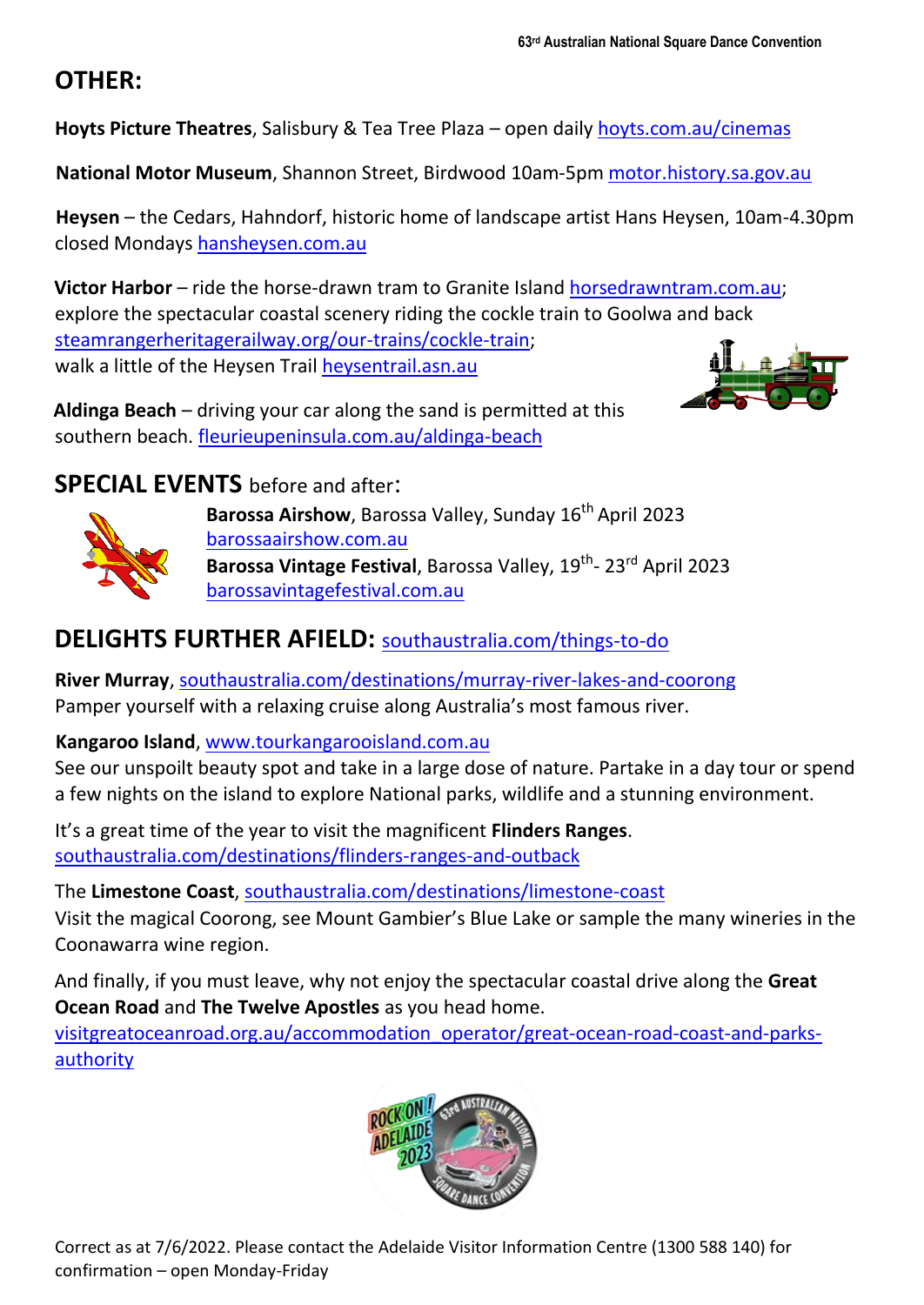## OTHER:

**Hoyts Picture Theatres**, Salisbury & Tea Tree Plaza – open daily hoyts.com.au/cinemas

**National Motor Museum**, Shannon Street, Birdwood 10am-5pm motor.history.sa.gov.au

**Heysen** – the Cedars, Hahndorf, historic home of landscape artist Hans Heysen, 10am-4.30pm closed Mondays hansheysen.com.au

**Victor Harbor** – ride the horse-drawn tram to Granite Island horsedrawntram.com.au; explore the spectacular coastal scenery riding the cockle train to Goolwa and back steamrangerheritagerailway.org/our-trains/cockle-train; walk a little of the Heysen Trail heysentrail.asn.au

**Aldinga Beach** – driving your car along the sand is permitted at this southern beach. fleurieupeninsula.com.au/aldinga-beach

## SPECIAL EVENTS before and after:

**Barossa Airshow**, Barossa Valley, Sunday 16th April 2023 barossaairshow.com.au

**Barossa Vintage Festival**, Barossa Valley, 19th- 23rd April 2023 barossavintagefestival.com.au

## DELIGHTS FURTHER AFIELD: southaustralia.com/things-to-do

**River Murray**, southaustralia.com/destinations/murray-river-lakes-and-coorong
Pamper yourself with a relaxing cruise along Australia's most famous river.

**Kangaroo Island**, www.tourkangarooisland.com.au
See our unspoilt beauty spot and take in a large dose of nature. Partake in a day tour or spend a few nights on the island to explore National parks, wildlife and a stunning environment.

It's a great time of the year to visit the magnificent **Flinders Ranges**. southaustralia.com/destinations/flinders-ranges-and-outback

The **Limestone Coast**, southaustralia.com/destinations/limestone-coast
Visit the magical Coorong, see Mount Gambier's Blue Lake or sample the many wineries in the Coonawarra wine region.

And finally, if you must leave, why not enjoy the spectacular coastal drive along the **Great Ocean Road** and **The Twelve Apostles** as you head home. visitgreatoceanroad.org.au/accommodation_operator/great-ocean-road-coast-and-parks-authority

Correct as at 7/6/2022. Please contact the Adelaide Visitor Information Centre (1300 588 140) for confirmation – open Monday-Friday